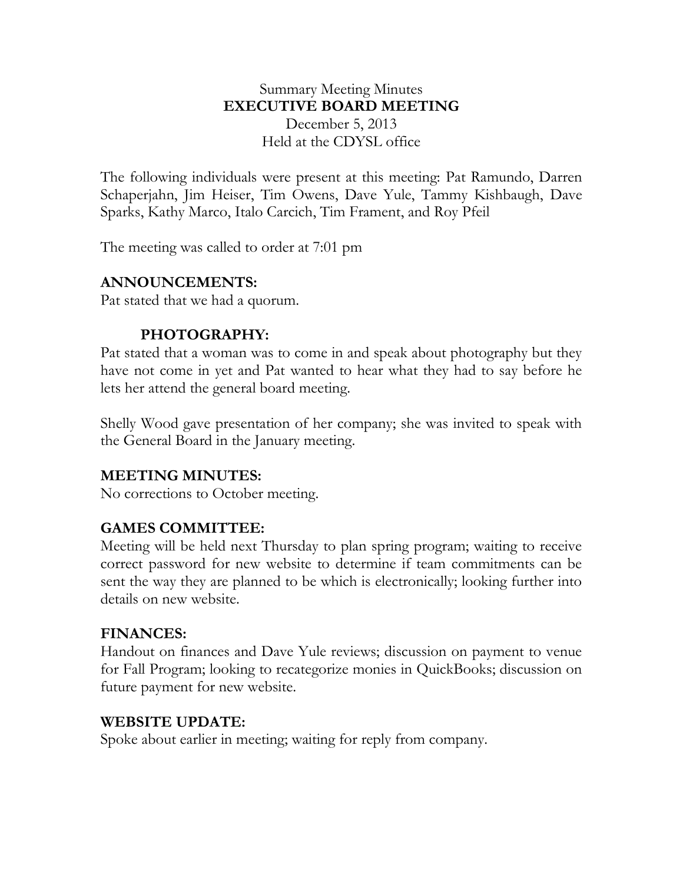# Summary Meeting Minutes
## EXECUTIVE BOARD MEETING
December 5, 2013
Held at the CDYSL office

The following individuals were present at this meeting: Pat Ramundo, Darren Schaperjahn, Jim Heiser, Tim Owens, Dave Yule, Tammy Kishbaugh, Dave Sparks, Kathy Marco, Italo Carcich, Tim Frament, and Roy Pfeil

The meeting was called to order at 7:01 pm

### ANNOUNCEMENTS:

Pat stated that we had a quorum.

#### PHOTOGRAPHY:

Pat stated that a woman was to come in and speak about photography but they have not come in yet and Pat wanted to hear what they had to say before he lets her attend the general board meeting.

Shelly Wood gave presentation of her company; she was invited to speak with the General Board in the January meeting.

### MEETING MINUTES:

No corrections to October meeting.

### GAMES COMMITTEE:

Meeting will be held next Thursday to plan spring program; waiting to receive correct password for new website to determine if team commitments can be sent the way they are planned to be which is electronically; looking further into details on new website.

### FINANCES:

Handout on finances and Dave Yule reviews; discussion on payment to venue for Fall Program; looking to recategorize monies in QuickBooks; discussion on future payment for new website.

### WEBSITE UPDATE:

Spoke about earlier in meeting; waiting for reply from company.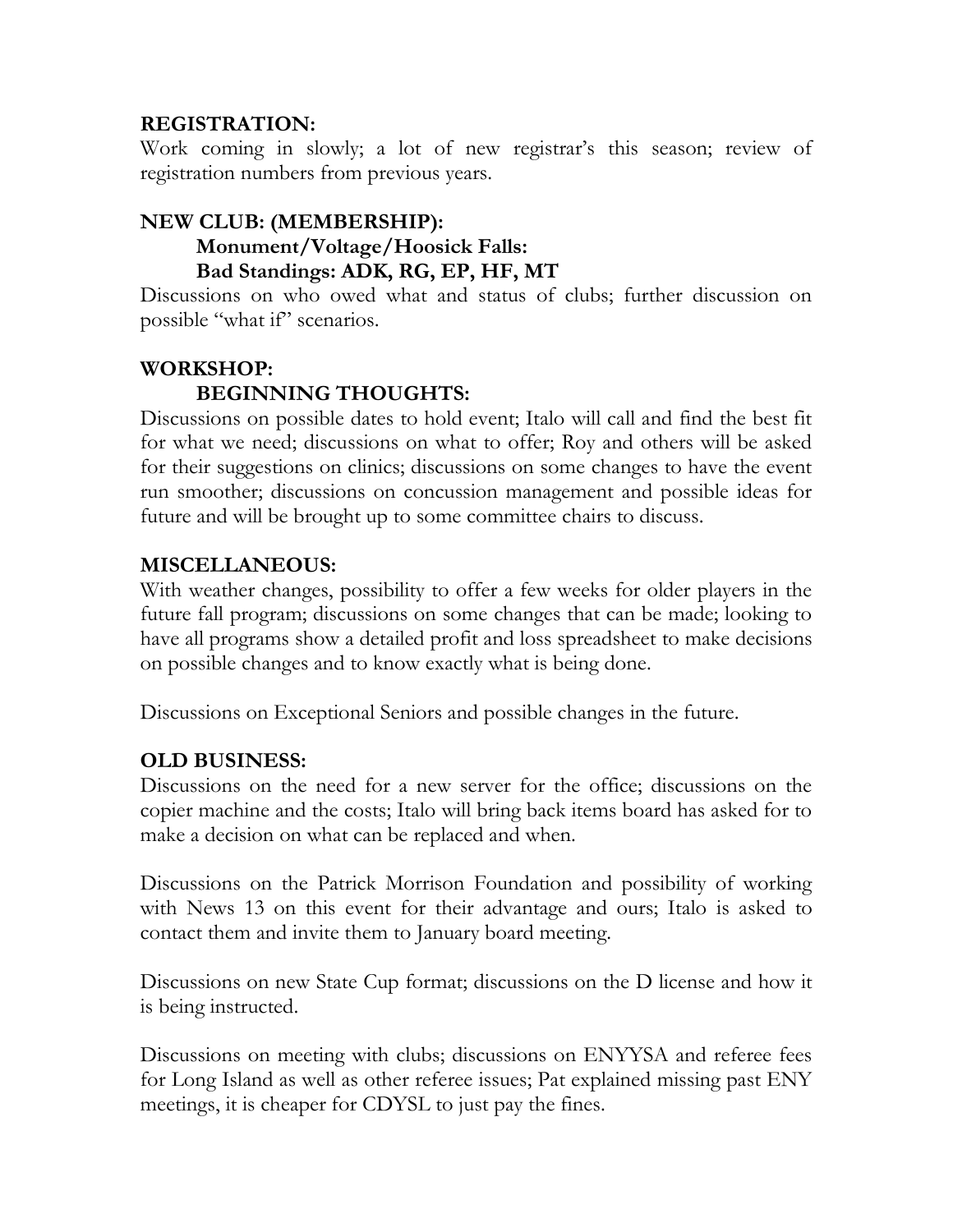**REGISTRATION:**
Work coming in slowly; a lot of new registrar's this season; review of registration numbers from previous years.

**NEW CLUB: (MEMBERSHIP):**

**Monument/Voltage/Hoosick Falls:**

**Bad Standings: ADK, RG, EP, HF, MT**

Discussions on who owed what and status of clubs; further discussion on possible "what if" scenarios.

**WORKSHOP:**

**BEGINNING THOUGHTS:**

Discussions on possible dates to hold event; Italo will call and find the best fit for what we need; discussions on what to offer; Roy and others will be asked for their suggestions on clinics; discussions on some changes to have the event run smoother; discussions on concussion management and possible ideas for future and will be brought up to some committee chairs to discuss.

**MISCELLANEOUS:**
With weather changes, possibility to offer a few weeks for older players in the future fall program; discussions on some changes that can be made; looking to have all programs show a detailed profit and loss spreadsheet to make decisions on possible changes and to know exactly what is being done.

Discussions on Exceptional Seniors and possible changes in the future.

**OLD BUSINESS:**
Discussions on the need for a new server for the office; discussions on the copier machine and the costs; Italo will bring back items board has asked for to make a decision on what can be replaced and when.

Discussions on the Patrick Morrison Foundation and possibility of working with News 13 on this event for their advantage and ours; Italo is asked to contact them and invite them to January board meeting.

Discussions on new State Cup format; discussions on the D license and how it is being instructed.

Discussions on meeting with clubs; discussions on ENYYSA and referee fees for Long Island as well as other referee issues; Pat explained missing past ENY meetings, it is cheaper for CDYSL to just pay the fines.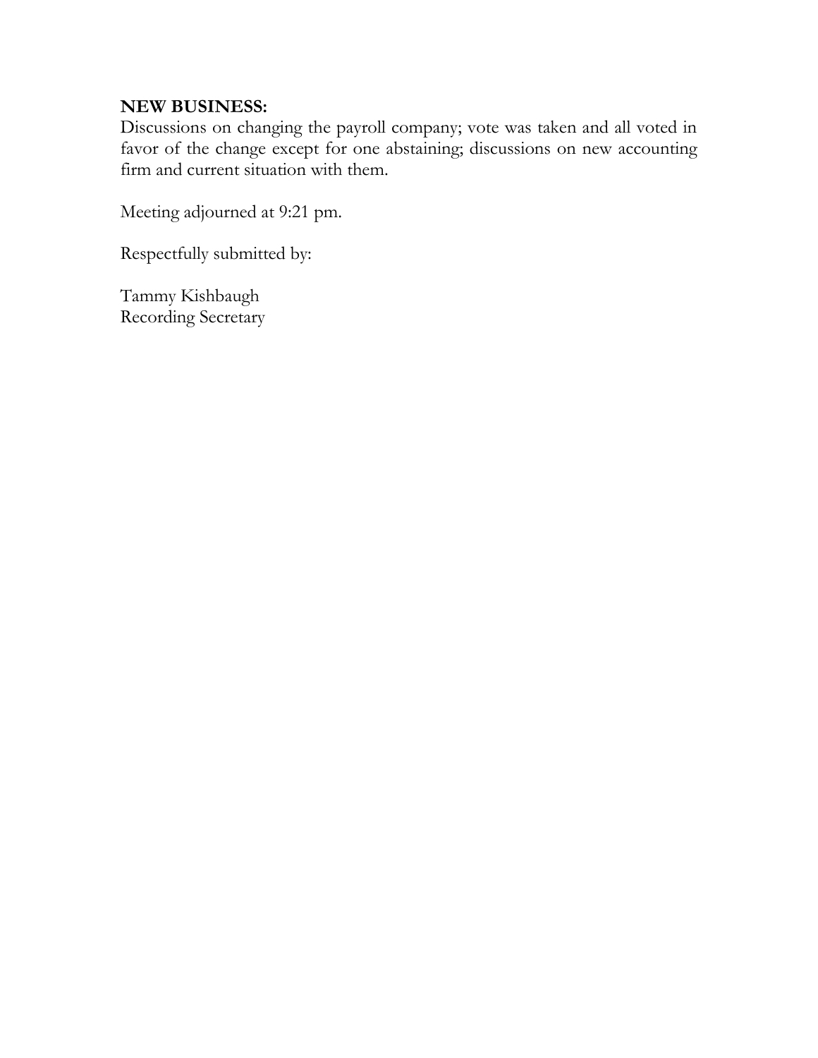**NEW BUSINESS:**
Discussions on changing the payroll company; vote was taken and all voted in favor of the change except for one abstaining; discussions on new accounting firm and current situation with them.

Meeting adjourned at 9:21 pm.

Respectfully submitted by:

Tammy Kishbaugh
Recording Secretary